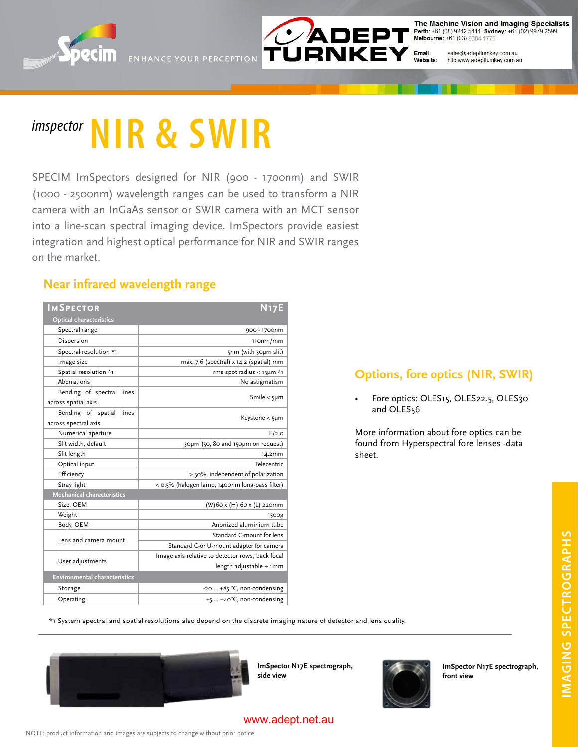Specim ENHANCE YOUR PERCEPTION

ADEPT TURNKEY

The Machine Vision and Imaging Specialists
**Perth:** +61 (08) 9242 5411 **Sydney:** +61 (02) 9979 2599
**Melbourne:** +61 (03) 9384 1775

**Email:** sales@adeptturnkey.com.au
**Website:** http:www.adeptturnkey.com.au

# *imspector* NIR & SWIR

SPECIM ImSpectors designed for NIR (900 - 1700nm) and SWIR (1000 - 2500nm) wavelength ranges can be used to transform a NIR camera with an InGaAs sensor or SWIR camera with an MCT sensor into a line-scan spectral imaging device. ImSpectors provide easiest integration and highest optical performance for NIR and SWIR ranges on the market.

## Near infrared wavelength range

| ImSpector | N17E |
|---|---|
| **Optical characteristics** | |
| Spectral range | 900 - 1700nm |
| Dispersion | 110nm/mm |
| Spectral resolution *1 | 5nm (with 30μm slit) |
| Image size | max. 7.6 (spectral) x 14.2 (spatial) mm |
| Spatial resolution *1 | rms spot radius < 15μm *1 |
| Aberrations | No astigmatism |
| Bending of spectral lines across spatial axis | Smile < 5μm |
| Bending of spatial lines across spectral axis | Keystone < 5μm |
| Numerical aperture | F/2.0 |
| Slit width, default | 30μm (50, 80 and 150μm on request) |
| Slit length | 14.2mm |
| Optical input | Telecentric |
| Efficiency | > 50%, independent of polarization |
| Stray light | < 0.5% (halogen lamp, 1400nm long-pass filter) |
| **Mechanical characteristics** | |
| Size, OEM | (W)60 x (H) 60 x (L) 220mm |
| Weight | 1500g |
| Body, OEM | Anonized aluminium tube |
| Lens and camera mount | Standard C-mount for lens |
| | Standard C-or U-mount adapter for camera |
| User adjustments | Image axis relative to detector rows, back focal length adjustable ± 1mm |
| **Environmental characteristics** | |
| Storage | -20 ... +85 °C, non-condensing |
| Operating | +5 ... +40°C, non-condensing |

*1 System spectral and spatial resolutions also depend on the discrete imaging nature of detector and lens quality.

## Options, fore optics (NIR, SWIR)

- Fore optics: OLES15, OLES22.5, OLES30 and OLES56

More information about fore optics can be found from Hyperspectral fore lenses -data sheet.

**ImSpector N17E spectrograph, side view**

**ImSpector N17E spectrograph, front view**

IMAGING SPECTROGRAPHS

www.adept.net.au

NOTE: product information and images are subjects to change without prior notice.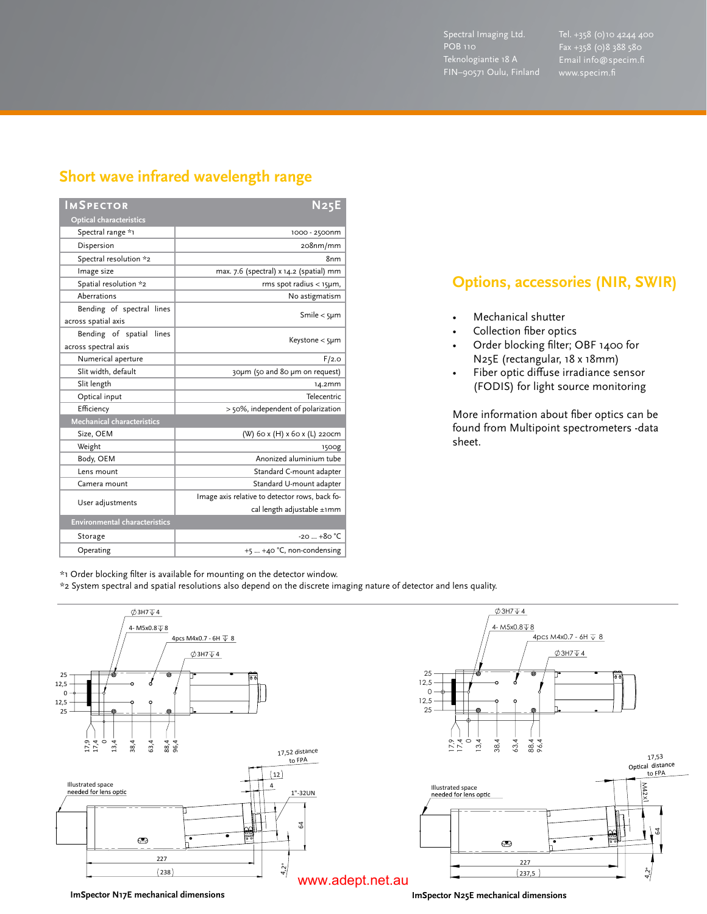Spectral Imaging Ltd.
POB 110
Teknologiantie 18 A
FIN–90571 Oulu, Finland

Tel. +358 (0)10 4244 400
Fax +358 (0)8 388 580
Email info@specim.fi
www.specim.fi

## Short wave infrared wavelength range

| ImSpector | N25E |
|---|---|
| **Optical characteristics** | |
| Spectral range *1 | 1000 - 2500nm |
| Dispersion | 208nm/mm |
| Spectral resolution *2 | 8nm |
| Image size | max. 7.6 (spectral) x 14.2 (spatial) mm |
| Spatial resolution *2 | rms spot radius < 15µm, |
| Aberrations | No astigmatism |
| Bending of spectral lines across spatial axis | Smile < 5µm |
| Bending of spatial lines across spectral axis | Keystone < 5µm |
| Numerical aperture | F/2.0 |
| Slit width, default | 30µm (50 and 80 µm on request) |
| Slit length | 14.2mm |
| Optical input | Telecentric |
| Efficiency | > 50%, independent of polarization |
| **Mechanical characteristics** | |
| Size, OEM | (W) 60 x (H) x 60 x (L) 220cm |
| Weight | 1500g |
| Body, OEM | Anonized aluminium tube |
| Lens mount | Standard C-mount adapter |
| Camera mount | Standard U-mount adapter |
| User adjustments | Image axis relative to detector rows, back focal length adjustable ±1mm |
| **Environmental characteristics** | |
| Storage | -20 ... +80 °C |
| Operating | +5 ... +40 °C, non-condensing |

*1 Order blocking filter is available for mounting on the detector window.
*2 System spectral and spatial resolutions also depend on the discrete imaging nature of detector and lens quality.

## Options, accessories (NIR, SWIR)

- Mechanical shutter
- Collection fiber optics
- Order blocking filter; OBF 1400 for N25E (rectangular, 18 x 18mm)
- Fiber optic diffuse irradiance sensor (FODIS) for light source monitoring

More information about fiber optics can be found from Multipoint spectrometers -data sheet.

Ø3H7 ↧ 4
4- M5x0.8 ↧ 8
4pcs M4x0.7 - 6H ↧ 8
Ø3H7 ↧ 4
25
12,5
0
12,5
25
17,9
17,4
0
13,4
38,4
63,4
88,4
96,4
17,52 distance to FPA
(12)
4
1"-32UN
Illustrated space needed for lens optic
64
227
(238)
4,2°

**ImSpector N17E mechanical dimensions**

Ø3H7 ↧ 4
4- M5x0.8 ↧ 8
4pcs M4x0.7 - 6H ↧ 8
Ø3H7 ↧ 4
25
12,5
0
12,5
25
17,9
17,4
0
13,4
38,4
63,4
88,4
96,4
17,53 Optical distance to FPA
M42x1
Illustrated space needed for lens optic
64
227
(237,5)
4,2°

**ImSpector N25E mechanical dimensions**

www.adept.net.au